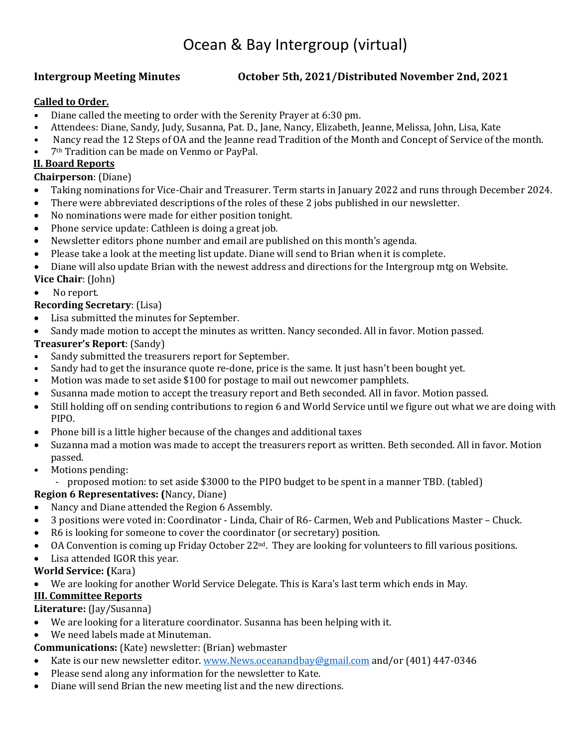# Ocean & Bay Intergroup (virtual)

**Intergroup Meeting Minutes** **October 5th, 2021/Distributed November 2nd, 2021**

**Called to Order.**

- Diane called the meeting to order with the Serenity Prayer at 6:30 pm.
- Attendees: Diane, Sandy, Judy, Susanna, Pat. D., Jane, Nancy, Elizabeth, Jeanne, Melissa, John, Lisa, Kate
- Nancy read the 12 Steps of OA and the Jeanne read Tradition of the Month and Concept of Service of the month.
- 7th Tradition can be made on Venmo or PayPal.

**II. Board Reports**

**Chairperson**: (Diane)

- Taking nominations for Vice-Chair and Treasurer. Term starts in January 2022 and runs through December 2024.
- There were abbreviated descriptions of the roles of these 2 jobs published in our newsletter.
- No nominations were made for either position tonight.
- Phone service update: Cathleen is doing a great job.
- Newsletter editors phone number and email are published on this month's agenda.
- Please take a look at the meeting list update. Diane will send to Brian when it is complete.
- Diane will also update Brian with the newest address and directions for the Intergroup mtg on Website.

**Vice Chair**: (John)

- No report.

**Recording Secretary**: (Lisa)

- Lisa submitted the minutes for September.
- Sandy made motion to accept the minutes as written. Nancy seconded. All in favor. Motion passed.

**Treasurer's Report**: (Sandy)

- Sandy submitted the treasurers report for September.
- Sandy had to get the insurance quote re-done, price is the same. It just hasn't been bought yet.
- Motion was made to set aside $100 for postage to mail out newcomer pamphlets.
- Susanna made motion to accept the treasury report and Beth seconded. All in favor. Motion passed.
- Still holding off on sending contributions to region 6 and World Service until we figure out what we are doing with PIPO.
- Phone bill is a little higher because of the changes and additional taxes
- Suzanna mad a motion was made to accept the treasurers report as written. Beth seconded. All in favor. Motion passed.
- Motions pending:
  - proposed motion: to set aside $3000 to the PIPO budget to be spent in a manner TBD. (tabled)

**Region 6 Representatives: (**Nancy, Diane)

- Nancy and Diane attended the Region 6 Assembly.
- 3 positions were voted in: Coordinator - Linda, Chair of R6- Carmen, Web and Publications Master – Chuck.
- R6 is looking for someone to cover the coordinator (or secretary) position.
- OA Convention is coming up Friday October 22nd. They are looking for volunteers to fill various positions.
- Lisa attended IGOR this year.

**World Service: (**Kara)

- We are looking for another World Service Delegate. This is Kara's last term which ends in May.

**III. Committee Reports**

**Literature:** (Jay/Susanna)

- We are looking for a literature coordinator. Susanna has been helping with it.
- We need labels made at Minuteman.

**Communications:** (Kate) newsletter: (Brian) webmaster

- Kate is our new newsletter editor. www.News.oceanandbay@gmail.com and/or (401) 447-0346
- Please send along any information for the newsletter to Kate.
- Diane will send Brian the new meeting list and the new directions.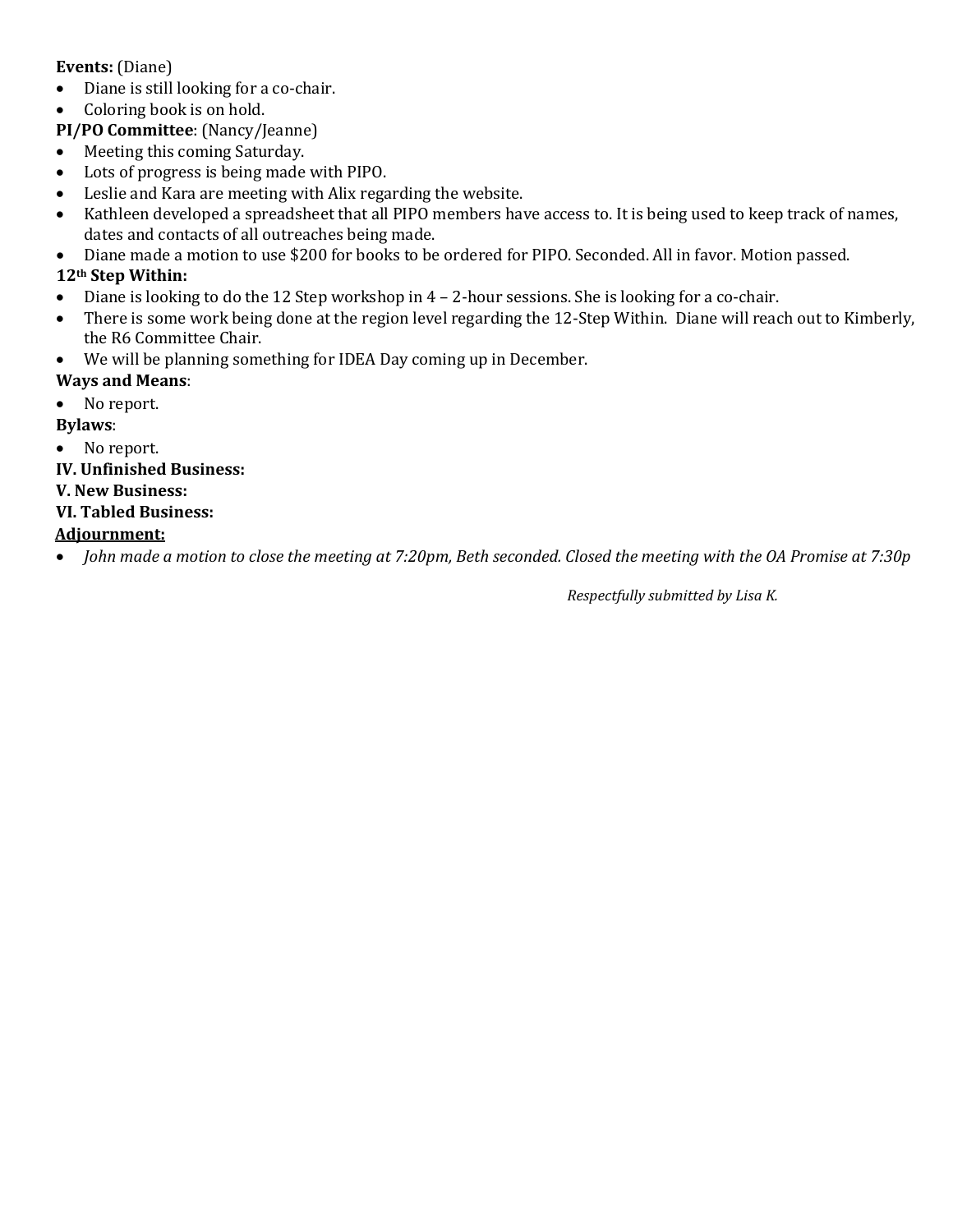**Events:** (Diane)

- Diane is still looking for a co-chair.
- Coloring book is on hold.

**PI/PO Committee**: (Nancy/Jeanne)

- Meeting this coming Saturday.
- Lots of progress is being made with PIPO.
- Leslie and Kara are meeting with Alix regarding the website.
- Kathleen developed a spreadsheet that all PIPO members have access to. It is being used to keep track of names, dates and contacts of all outreaches being made.
- Diane made a motion to use $200 for books to be ordered for PIPO. Seconded. All in favor. Motion passed.

**12th Step Within:**

- Diane is looking to do the 12 Step workshop in 4 – 2-hour sessions. She is looking for a co-chair.
- There is some work being done at the region level regarding the 12-Step Within. Diane will reach out to Kimberly, the R6 Committee Chair.
- We will be planning something for IDEA Day coming up in December.

**Ways and Means**:

- No report.

**Bylaws**:

- No report.

**IV. Unfinished Business:**

**V. New Business:**

**VI. Tabled Business:**

**Adjournment:**

- *John made a motion to close the meeting at 7:20pm, Beth seconded. Closed the meeting with the OA Promise at 7:30p*

*Respectfully submitted by Lisa K.*